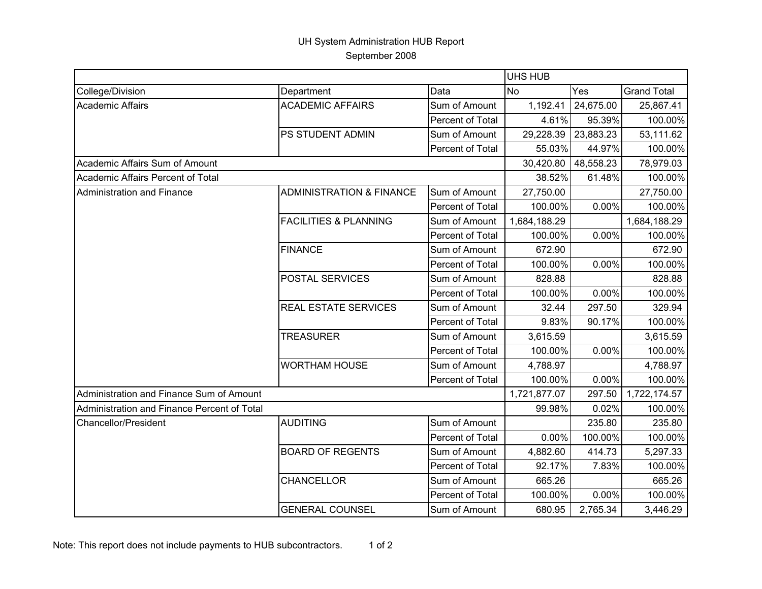UH System Administration HUB Report

September 2008

| | | | UHS HUB | | |
|---|---|---|---|---|---|
| College/Division | Department | Data | No | Yes | Grand Total |
| Academic Affairs | ACADEMIC AFFAIRS | Sum of Amount | 1,192.41 | 24,675.00 | 25,867.41 |
| | | Percent of Total | 4.61% | 95.39% | 100.00% |
| | PS STUDENT ADMIN | Sum of Amount | 29,228.39 | 23,883.23 | 53,111.62 |
| | | Percent of Total | 55.03% | 44.97% | 100.00% |
| Academic Affairs Sum of Amount | | | 30,420.80 | 48,558.23 | 78,979.03 |
| Academic Affairs Percent of Total | | | 38.52% | 61.48% | 100.00% |
| Administration and Finance | ADMINISTRATION & FINANCE | Sum of Amount | 27,750.00 | | 27,750.00 |
| | | Percent of Total | 100.00% | 0.00% | 100.00% |
| | FACILITIES & PLANNING | Sum of Amount | 1,684,188.29 | | 1,684,188.29 |
| | | Percent of Total | 100.00% | 0.00% | 100.00% |
| | FINANCE | Sum of Amount | 672.90 | | 672.90 |
| | | Percent of Total | 100.00% | 0.00% | 100.00% |
| | POSTAL SERVICES | Sum of Amount | 828.88 | | 828.88 |
| | | Percent of Total | 100.00% | 0.00% | 100.00% |
| | REAL ESTATE SERVICES | Sum of Amount | 32.44 | 297.50 | 329.94 |
| | | Percent of Total | 9.83% | 90.17% | 100.00% |
| | TREASURER | Sum of Amount | 3,615.59 | | 3,615.59 |
| | | Percent of Total | 100.00% | 0.00% | 100.00% |
| | WORTHAM HOUSE | Sum of Amount | 4,788.97 | | 4,788.97 |
| | | Percent of Total | 100.00% | 0.00% | 100.00% |
| Administration and Finance Sum of Amount | | | 1,721,877.07 | 297.50 | 1,722,174.57 |
| Administration and Finance Percent of Total | | | 99.98% | 0.02% | 100.00% |
| Chancellor/President | AUDITING | Sum of Amount | | 235.80 | 235.80 |
| | | Percent of Total | 0.00% | 100.00% | 100.00% |
| | BOARD OF REGENTS | Sum of Amount | 4,882.60 | 414.73 | 5,297.33 |
| | | Percent of Total | 92.17% | 7.83% | 100.00% |
| | CHANCELLOR | Sum of Amount | 665.26 | | 665.26 |
| | | Percent of Total | 100.00% | 0.00% | 100.00% |
| | GENERAL COUNSEL | Sum of Amount | 680.95 | 2,765.34 | 3,446.29 |

Note: This report does not include payments to HUB subcontractors.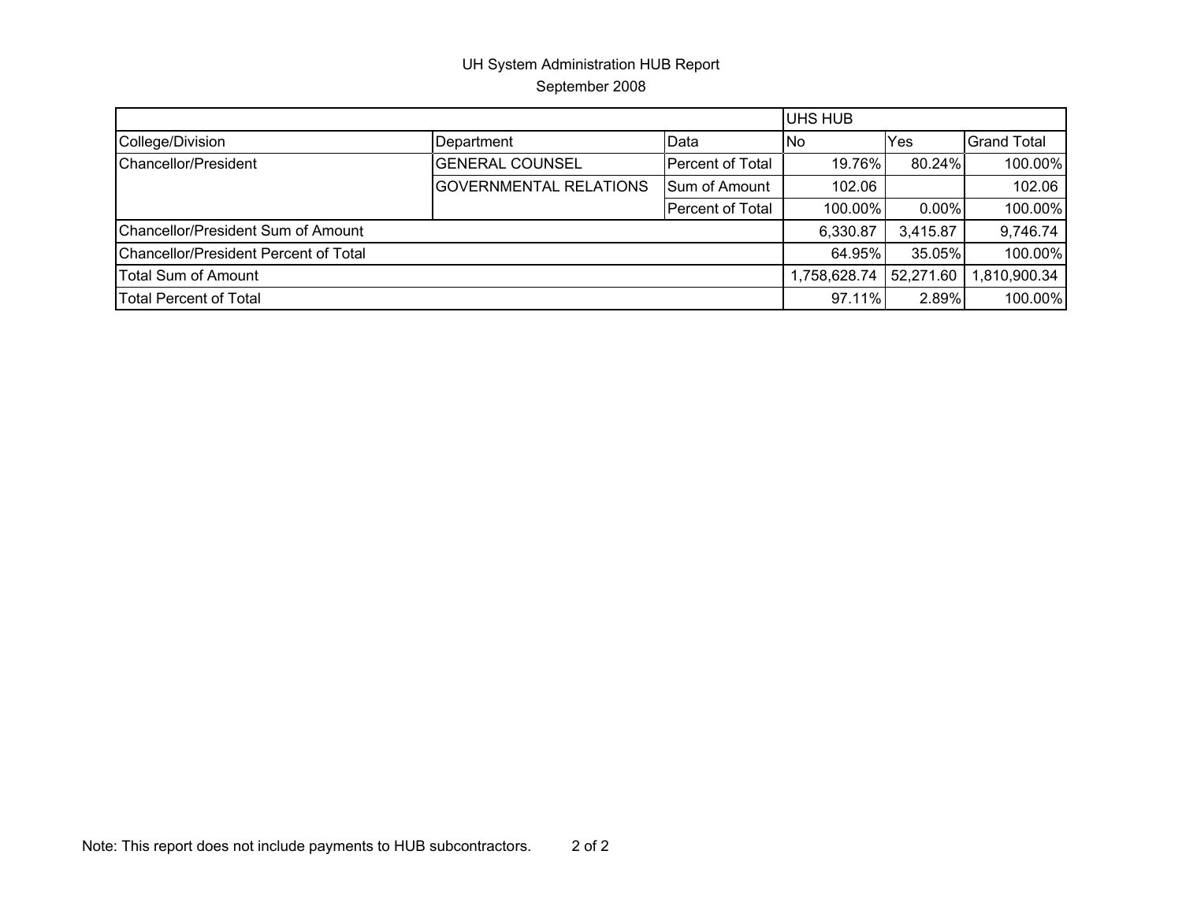UH System Administration HUB Report

September 2008

| | | | UHS HUB | | |
|---|---|---|---|---|---|
| College/Division | Department | Data | No | Yes | Grand Total |
| Chancellor/President | GENERAL COUNSEL | Percent of Total | 19.76% | 80.24% | 100.00% |
| | GOVERNMENTAL RELATIONS | Sum of Amount | 102.06 | | 102.06 |
| | | Percent of Total | 100.00% | 0.00% | 100.00% |
| Chancellor/President Sum of Amount | | | 6,330.87 | 3,415.87 | 9,746.74 |
| Chancellor/President Percent of Total | | | 64.95% | 35.05% | 100.00% |
| Total Sum of Amount | | | 1,758,628.74 | 52,271.60 | 1,810,900.34 |
| Total Percent of Total | | | 97.11% | 2.89% | 100.00% |

Note: This report does not include payments to HUB subcontractors.